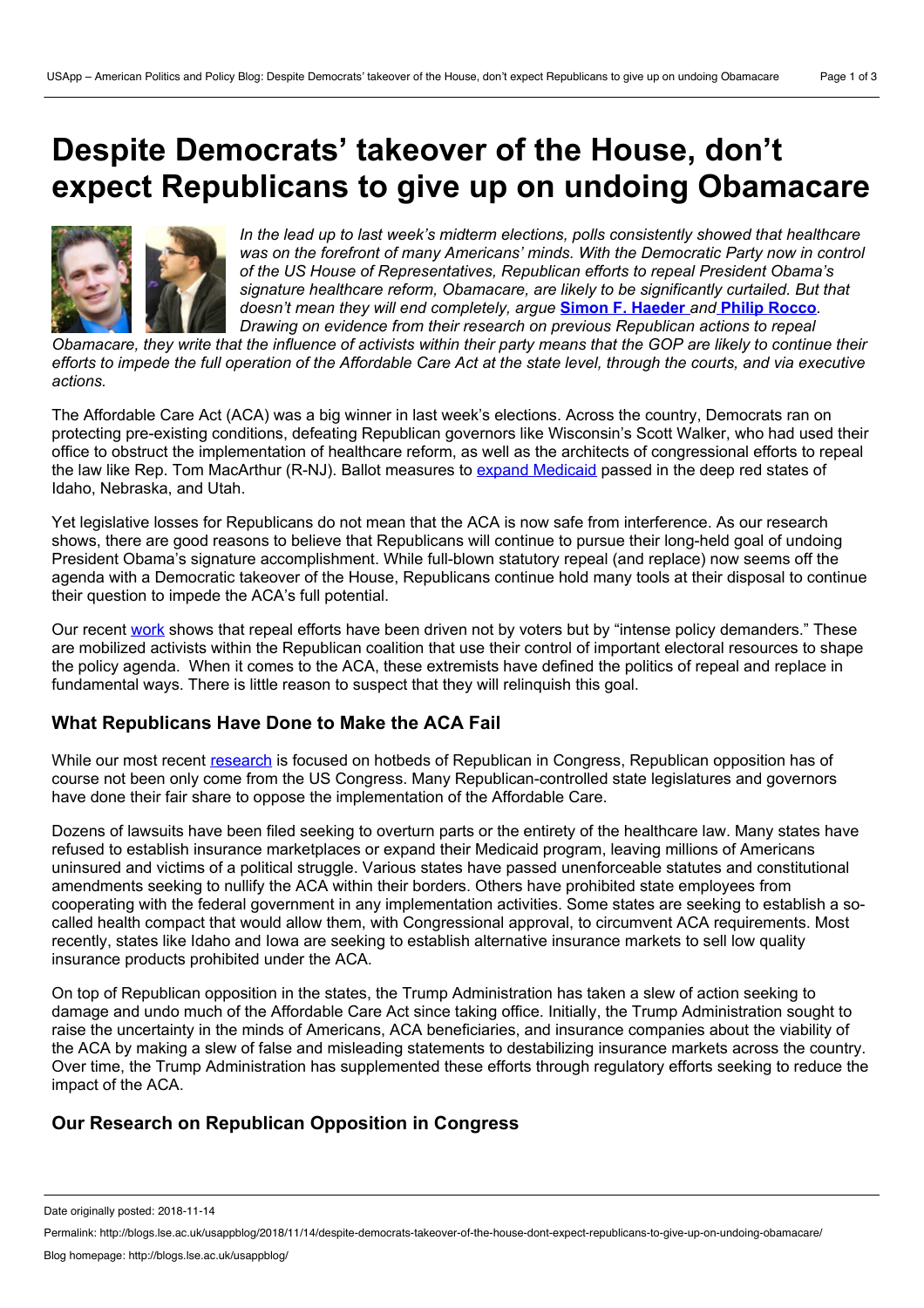# Despite Democrats' takeover of the House, don't expect Republicans to give up on undoing Obamacare

*In the lead up to last week's midterm elections, polls consistently showed that healthcare was on the forefront of many Americans' minds. With the Democratic Party now in control of the US House of Representatives, Republican efforts to repeal President Obama's signature healthcare reform, Obamacare, are likely to be significantly curtailed. But that doesn't mean they will end completely, argue* **Simon F. Haeder** *and* **Philip Rocco**. *Drawing on evidence from their research on previous Republican actions to repeal Obamacare, they write that the influence of activists within their party means that the GOP are likely to continue their efforts to impede the full operation of the Affordable Care Act at the state level, through the courts, and via executive actions.*

The Affordable Care Act (ACA) was a big winner in last week's elections. Across the country, Democrats ran on protecting pre-existing conditions, defeating Republican governors like Wisconsin's Scott Walker, who had used their office to obstruct the implementation of healthcare reform, as well as the architects of congressional efforts to repeal the law like Rep. Tom MacArthur (R-NJ). Ballot measures to expand Medicaid passed in the deep red states of Idaho, Nebraska, and Utah.

Yet legislative losses for Republicans do not mean that the ACA is now safe from interference. As our research shows, there are good reasons to believe that Republicans will continue to pursue their long-held goal of undoing President Obama's signature accomplishment. While full-blown statutory repeal (and replace) now seems off the agenda with a Democratic takeover of the House, Republicans continue hold many tools at their disposal to continue their question to impede the ACA's full potential.

Our recent work shows that repeal efforts have been driven not by voters but by "intense policy demanders." These are mobilized activists within the Republican coalition that use their control of important electoral resources to shape the policy agenda. When it comes to the ACA, these extremists have defined the politics of repeal and replace in fundamental ways. There is little reason to suspect that they will relinquish this goal.

## What Republicans Have Done to Make the ACA Fail

While our most recent research is focused on hotbeds of Republican in Congress, Republican opposition has of course not been only come from the US Congress. Many Republican-controlled state legislatures and governors have done their fair share to oppose the implementation of the Affordable Care.

Dozens of lawsuits have been filed seeking to overturn parts or the entirety of the healthcare law. Many states have refused to establish insurance marketplaces or expand their Medicaid program, leaving millions of Americans uninsured and victims of a political struggle. Various states have passed unenforceable statutes and constitutional amendments seeking to nullify the ACA within their borders. Others have prohibited state employees from cooperating with the federal government in any implementation activities. Some states are seeking to establish a so-called health compact that would allow them, with Congressional approval, to circumvent ACA requirements. Most recently, states like Idaho and Iowa are seeking to establish alternative insurance markets to sell low quality insurance products prohibited under the ACA.

On top of Republican opposition in the states, the Trump Administration has taken a slew of action seeking to damage and undo much of the Affordable Care Act since taking office. Initially, the Trump Administration sought to raise the uncertainty in the minds of Americans, ACA beneficiaries, and insurance companies about the viability of the ACA by making a slew of false and misleading statements to destabilizing insurance markets across the country. Over time, the Trump Administration has supplemented these efforts through regulatory efforts seeking to reduce the impact of the ACA.

## Our Research on Republican Opposition in Congress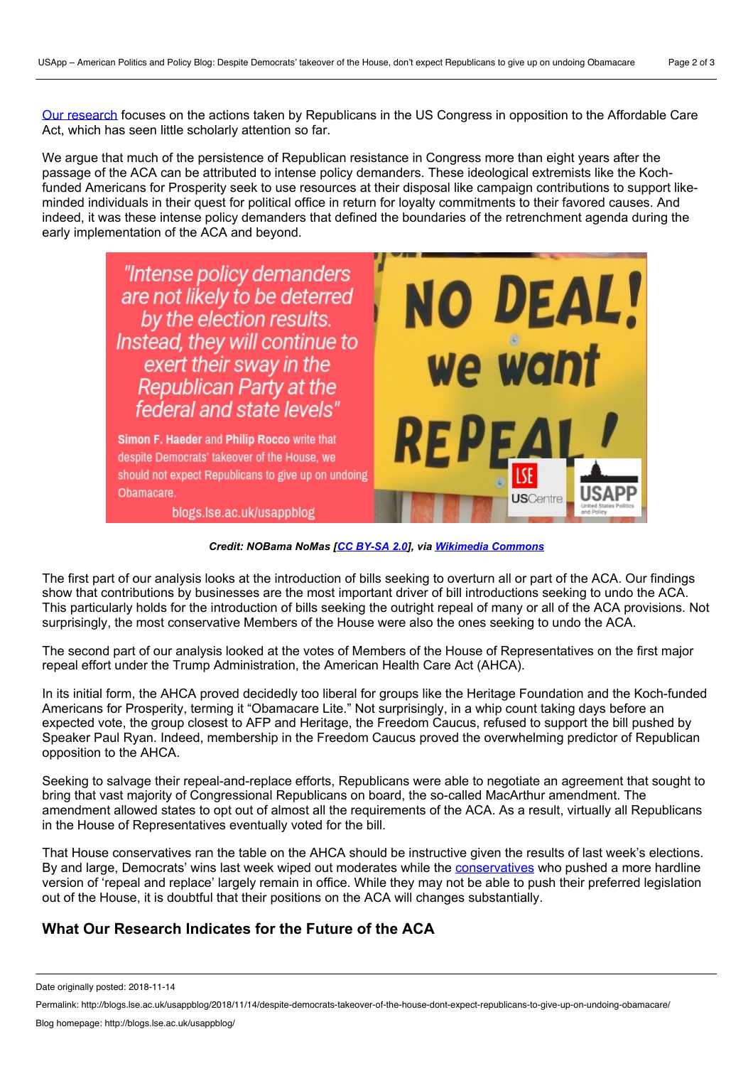Our research focuses on the actions taken by Republicans in the US Congress in opposition to the Affordable Care Act, which has seen little scholarly attention so far.

We argue that much of the persistence of Republican resistance in Congress more than eight years after the passage of the ACA can be attributed to intense policy demanders. These ideological extremists like the Koch-funded Americans for Prosperity seek to use resources at their disposal like campaign contributions to support like-minded individuals in their quest for political office in return for loyalty commitments to their favored causes. And indeed, it was these intense policy demanders that defined the boundaries of the retrenchment agenda during the early implementation of the ACA and beyond.

***Credit: NOBama NoMas [CC BY-SA 2.0], via Wikimedia Commons***

The first part of our analysis looks at the introduction of bills seeking to overturn all or part of the ACA. Our findings show that contributions by businesses are the most important driver of bill introductions seeking to undo the ACA. This particularly holds for the introduction of bills seeking the outright repeal of many or all of the ACA provisions. Not surprisingly, the most conservative Members of the House were also the ones seeking to undo the ACA.

The second part of our analysis looked at the votes of Members of the House of Representatives on the first major repeal effort under the Trump Administration, the American Health Care Act (AHCA).

In its initial form, the AHCA proved decidedly too liberal for groups like the Heritage Foundation and the Koch-funded Americans for Prosperity, terming it "Obamacare Lite." Not surprisingly, in a whip count taking days before an expected vote, the group closest to AFP and Heritage, the Freedom Caucus, refused to support the bill pushed by Speaker Paul Ryan. Indeed, membership in the Freedom Caucus proved the overwhelming predictor of Republican opposition to the AHCA.

Seeking to salvage their repeal-and-replace efforts, Republicans were able to negotiate an agreement that sought to bring that vast majority of Congressional Republicans on board, the so-called MacArthur amendment. The amendment allowed states to opt out of almost all the requirements of the ACA. As a result, virtually all Republicans in the House of Representatives eventually voted for the bill.

That House conservatives ran the table on the AHCA should be instructive given the results of last week's elections. By and large, Democrats' wins last week wiped out moderates while the conservatives who pushed a more hardline version of 'repeal and replace' largely remain in office. While they may not be able to push their preferred legislation out of the House, it is doubtful that their positions on the ACA will changes substantially.

## What Our Research Indicates for the Future of the ACA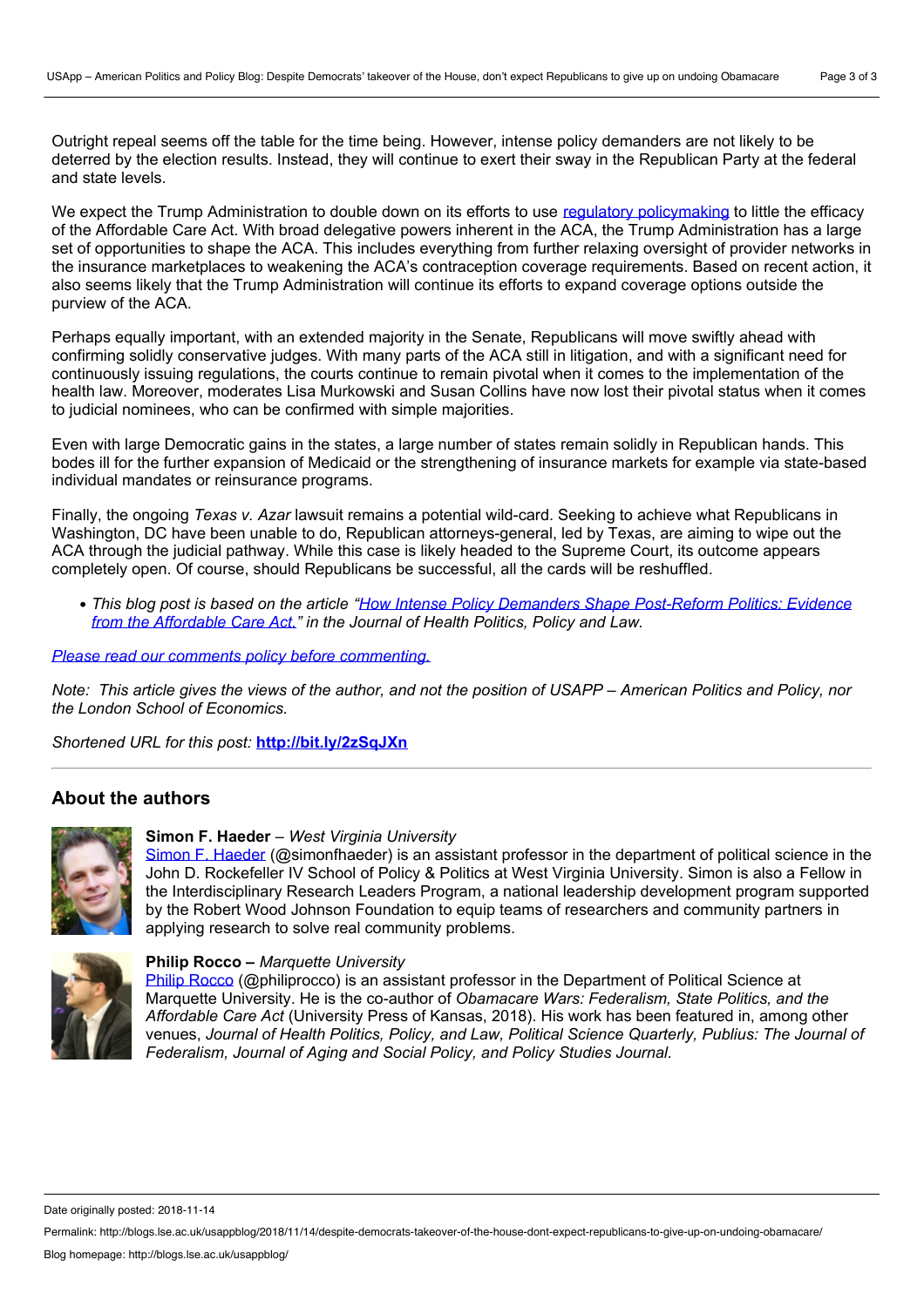Outright repeal seems off the table for the time being. However, intense policy demanders are not likely to be deterred by the election results. Instead, they will continue to exert their sway in the Republican Party at the federal and state levels.

We expect the Trump Administration to double down on its efforts to use regulatory policymaking to little the efficacy of the Affordable Care Act. With broad delegative powers inherent in the ACA, the Trump Administration has a large set of opportunities to shape the ACA. This includes everything from further relaxing oversight of provider networks in the insurance marketplaces to weakening the ACA's contraception coverage requirements. Based on recent action, it also seems likely that the Trump Administration will continue its efforts to expand coverage options outside the purview of the ACA.

Perhaps equally important, with an extended majority in the Senate, Republicans will move swiftly ahead with confirming solidly conservative judges. With many parts of the ACA still in litigation, and with a significant need for continuously issuing regulations, the courts continue to remain pivotal when it comes to the implementation of the health law. Moreover, moderates Lisa Murkowski and Susan Collins have now lost their pivotal status when it comes to judicial nominees, who can be confirmed with simple majorities.

Even with large Democratic gains in the states, a large number of states remain solidly in Republican hands. This bodes ill for the further expansion of Medicaid or the strengthening of insurance markets for example via state-based individual mandates or reinsurance programs.

Finally, the ongoing *Texas v. Azar* lawsuit remains a potential wild-card. Seeking to achieve what Republicans in Washington, DC have been unable to do, Republican attorneys-general, led by Texas, are aiming to wipe out the ACA through the judicial pathway. While this case is likely headed to the Supreme Court, its outcome appears completely open. Of course, should Republicans be successful, all the cards will be reshuffled.

- *This blog post is based on the article "How Intense Policy Demanders Shape Post-Reform Politics: Evidence from the Affordable Care Act." in the Journal of Health Politics, Policy and Law.*

*Please read our comments policy before commenting.*

*Note: This article gives the views of the author, and not the position of USAPP – American Politics and Policy, nor the London School of Economics.*

*Shortened URL for this post:* **http://bit.ly/2zSqJXn**

---

## About the authors

**Simon F. Haeder** – *West Virginia University*
Simon F. Haeder (@simonfhaeder) is an assistant professor in the department of political science in the John D. Rockefeller IV School of Policy & Politics at West Virginia University. Simon is also a Fellow in the Interdisciplinary Research Leaders Program, a national leadership development program supported by the Robert Wood Johnson Foundation to equip teams of researchers and community partners in applying research to solve real community problems.

**Philip Rocco –** *Marquette University*
Philip Rocco (@philiprocco) is an assistant professor in the Department of Political Science at Marquette University. He is the co-author of *Obamacare Wars: Federalism, State Politics, and the Affordable Care Act* (University Press of Kansas, 2018). His work has been featured in, among other venues, *Journal of Health Politics, Policy, and Law, Political Science Quarterly, Publius: The Journal of Federalism, Journal of Aging and Social Policy, and Policy Studies Journal.*

Date originally posted: 2018-11-14

Permalink: http://blogs.lse.ac.uk/usappblog/2018/11/14/despite-democrats-takeover-of-the-house-dont-expect-republicans-to-give-up-on-undoing-obamacare/

Blog homepage: http://blogs.lse.ac.uk/usappblog/